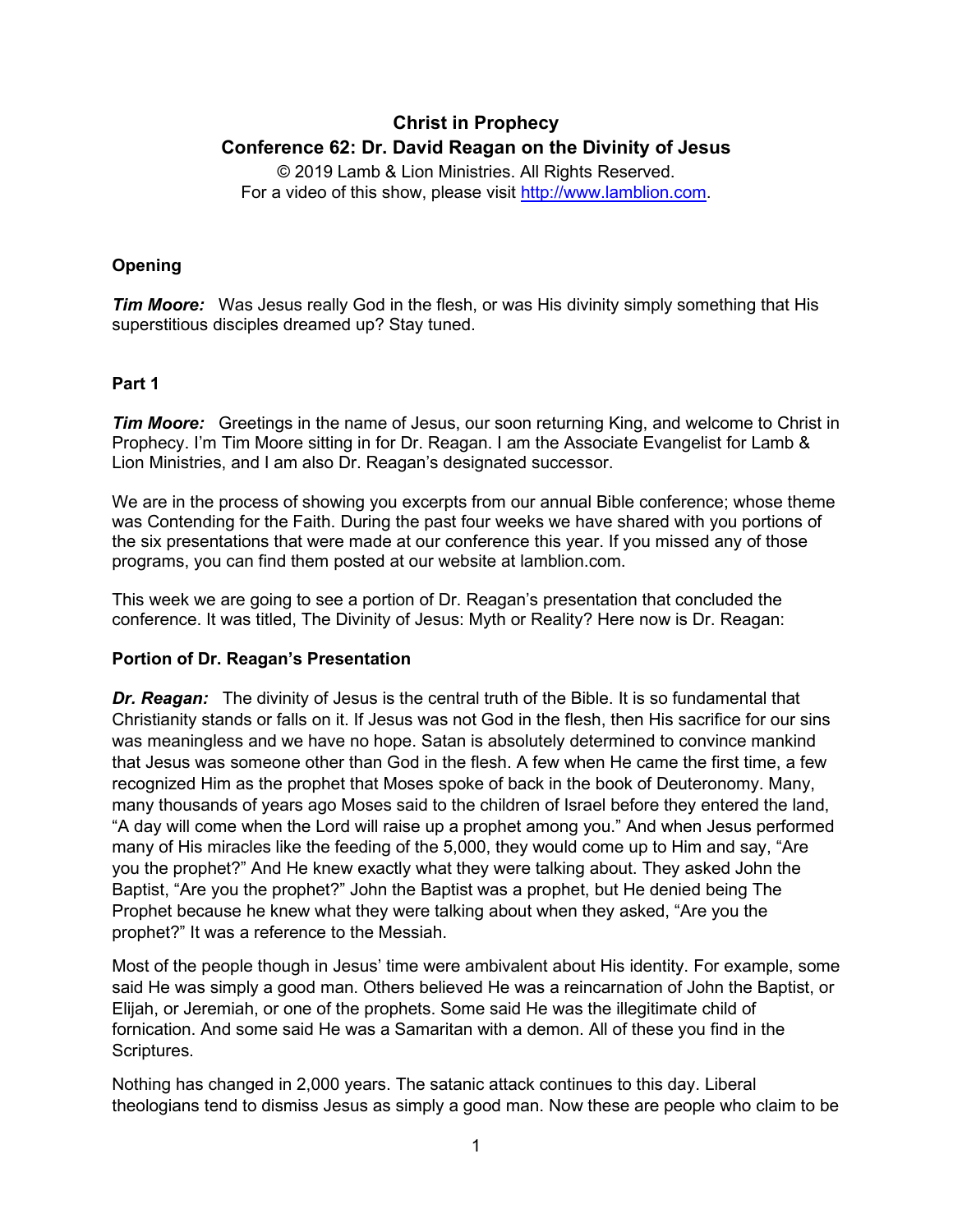# Christ in Prophecy
## Conference 62: Dr. David Reagan on the Divinity of Jesus

© 2019 Lamb & Lion Ministries. All Rights Reserved.
For a video of this show, please visit http://www.lamblion.com.

### Opening

***Tim Moore:*** Was Jesus really God in the flesh, or was His divinity simply something that His superstitious disciples dreamed up? Stay tuned.

### Part 1

***Tim Moore:*** Greetings in the name of Jesus, our soon returning King, and welcome to Christ in Prophecy. I'm Tim Moore sitting in for Dr. Reagan. I am the Associate Evangelist for Lamb & Lion Ministries, and I am also Dr. Reagan's designated successor.

We are in the process of showing you excerpts from our annual Bible conference; whose theme was Contending for the Faith. During the past four weeks we have shared with you portions of the six presentations that were made at our conference this year. If you missed any of those programs, you can find them posted at our website at lamblion.com.

This week we are going to see a portion of Dr. Reagan's presentation that concluded the conference. It was titled, The Divinity of Jesus: Myth or Reality? Here now is Dr. Reagan:

### Portion of Dr. Reagan's Presentation

***Dr. Reagan:*** The divinity of Jesus is the central truth of the Bible. It is so fundamental that Christianity stands or falls on it. If Jesus was not God in the flesh, then His sacrifice for our sins was meaningless and we have no hope. Satan is absolutely determined to convince mankind that Jesus was someone other than God in the flesh. A few when He came the first time, a few recognized Him as the prophet that Moses spoke of back in the book of Deuteronomy. Many, many thousands of years ago Moses said to the children of Israel before they entered the land, "A day will come when the Lord will raise up a prophet among you." And when Jesus performed many of His miracles like the feeding of the 5,000, they would come up to Him and say, "Are you the prophet?" And He knew exactly what they were talking about. They asked John the Baptist, "Are you the prophet?" John the Baptist was a prophet, but He denied being The Prophet because he knew what they were talking about when they asked, "Are you the prophet?" It was a reference to the Messiah.

Most of the people though in Jesus' time were ambivalent about His identity. For example, some said He was simply a good man. Others believed He was a reincarnation of John the Baptist, or Elijah, or Jeremiah, or one of the prophets. Some said He was the illegitimate child of fornication. And some said He was a Samaritan with a demon. All of these you find in the Scriptures.

Nothing has changed in 2,000 years. The satanic attack continues to this day. Liberal theologians tend to dismiss Jesus as simply a good man. Now these are people who claim to be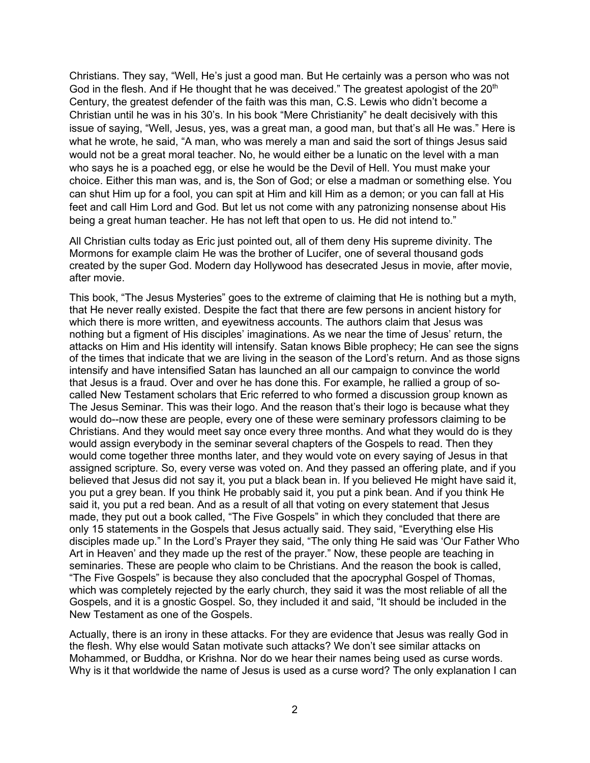Christians. They say, "Well, He's just a good man. But He certainly was a person who was not God in the flesh. And if He thought that he was deceived." The greatest apologist of the 20th Century, the greatest defender of the faith was this man, C.S. Lewis who didn't become a Christian until he was in his 30's. In his book "Mere Christianity" he dealt decisively with this issue of saying, "Well, Jesus, yes, was a great man, a good man, but that's all He was." Here is what he wrote, he said, "A man, who was merely a man and said the sort of things Jesus said would not be a great moral teacher. No, he would either be a lunatic on the level with a man who says he is a poached egg, or else he would be the Devil of Hell. You must make your choice. Either this man was, and is, the Son of God; or else a madman or something else. You can shut Him up for a fool, you can spit at Him and kill Him as a demon; or you can fall at His feet and call Him Lord and God. But let us not come with any patronizing nonsense about His being a great human teacher. He has not left that open to us. He did not intend to."

All Christian cults today as Eric just pointed out, all of them deny His supreme divinity. The Mormons for example claim He was the brother of Lucifer, one of several thousand gods created by the super God. Modern day Hollywood has desecrated Jesus in movie, after movie, after movie.

This book, "The Jesus Mysteries" goes to the extreme of claiming that He is nothing but a myth, that He never really existed. Despite the fact that there are few persons in ancient history for which there is more written, and eyewitness accounts. The authors claim that Jesus was nothing but a figment of His disciples' imaginations. As we near the time of Jesus' return, the attacks on Him and His identity will intensify. Satan knows Bible prophecy; He can see the signs of the times that indicate that we are living in the season of the Lord's return. And as those signs intensify and have intensified Satan has launched an all our campaign to convince the world that Jesus is a fraud. Over and over he has done this. For example, he rallied a group of so-called New Testament scholars that Eric referred to who formed a discussion group known as The Jesus Seminar. This was their logo. And the reason that's their logo is because what they would do--now these are people, every one of these were seminary professors claiming to be Christians. And they would meet say once every three months. And what they would do is they would assign everybody in the seminar several chapters of the Gospels to read. Then they would come together three months later, and they would vote on every saying of Jesus in that assigned scripture. So, every verse was voted on. And they passed an offering plate, and if you believed that Jesus did not say it, you put a black bean in. If you believed He might have said it, you put a grey bean. If you think He probably said it, you put a pink bean. And if you think He said it, you put a red bean. And as a result of all that voting on every statement that Jesus made, they put out a book called, "The Five Gospels" in which they concluded that there are only 15 statements in the Gospels that Jesus actually said. They said, "Everything else His disciples made up." In the Lord's Prayer they said, "The only thing He said was 'Our Father Who Art in Heaven' and they made up the rest of the prayer." Now, these people are teaching in seminaries. These are people who claim to be Christians. And the reason the book is called, "The Five Gospels" is because they also concluded that the apocryphal Gospel of Thomas, which was completely rejected by the early church, they said it was the most reliable of all the Gospels, and it is a gnostic Gospel. So, they included it and said, "It should be included in the New Testament as one of the Gospels.

Actually, there is an irony in these attacks. For they are evidence that Jesus was really God in the flesh. Why else would Satan motivate such attacks? We don't see similar attacks on Mohammed, or Buddha, or Krishna. Nor do we hear their names being used as curse words. Why is it that worldwide the name of Jesus is used as a curse word? The only explanation I can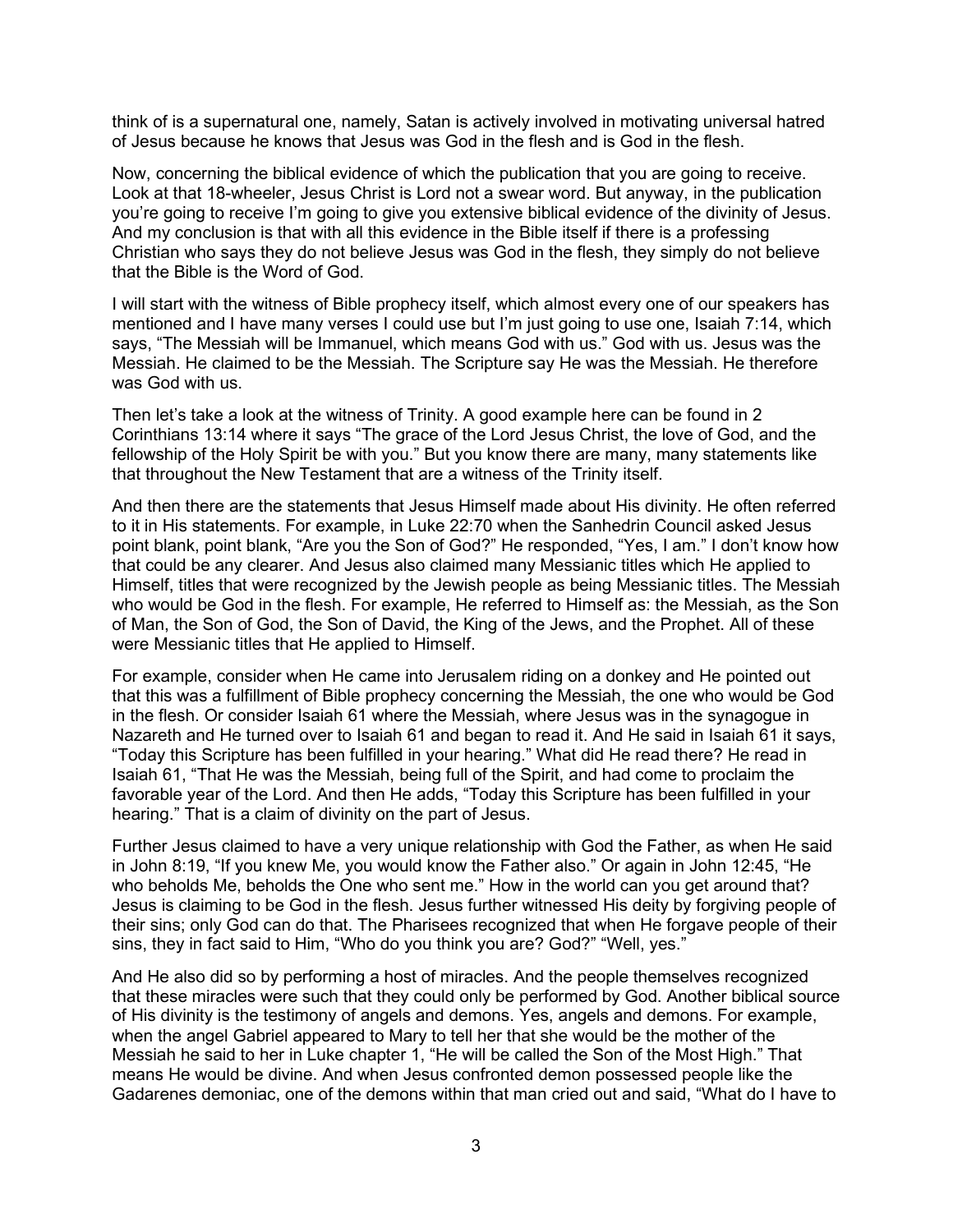think of is a supernatural one, namely, Satan is actively involved in motivating universal hatred of Jesus because he knows that Jesus was God in the flesh and is God in the flesh.

Now, concerning the biblical evidence of which the publication that you are going to receive. Look at that 18-wheeler, Jesus Christ is Lord not a swear word. But anyway, in the publication you're going to receive I'm going to give you extensive biblical evidence of the divinity of Jesus. And my conclusion is that with all this evidence in the Bible itself if there is a professing Christian who says they do not believe Jesus was God in the flesh, they simply do not believe that the Bible is the Word of God.

I will start with the witness of Bible prophecy itself, which almost every one of our speakers has mentioned and I have many verses I could use but I'm just going to use one, Isaiah 7:14, which says, "The Messiah will be Immanuel, which means God with us." God with us. Jesus was the Messiah. He claimed to be the Messiah. The Scripture say He was the Messiah. He therefore was God with us.

Then let's take a look at the witness of Trinity. A good example here can be found in 2 Corinthians 13:14 where it says "The grace of the Lord Jesus Christ, the love of God, and the fellowship of the Holy Spirit be with you." But you know there are many, many statements like that throughout the New Testament that are a witness of the Trinity itself.

And then there are the statements that Jesus Himself made about His divinity. He often referred to it in His statements. For example, in Luke 22:70 when the Sanhedrin Council asked Jesus point blank, point blank, "Are you the Son of God?" He responded, "Yes, I am." I don't know how that could be any clearer. And Jesus also claimed many Messianic titles which He applied to Himself, titles that were recognized by the Jewish people as being Messianic titles. The Messiah who would be God in the flesh. For example, He referred to Himself as: the Messiah, as the Son of Man, the Son of God, the Son of David, the King of the Jews, and the Prophet. All of these were Messianic titles that He applied to Himself.

For example, consider when He came into Jerusalem riding on a donkey and He pointed out that this was a fulfillment of Bible prophecy concerning the Messiah, the one who would be God in the flesh. Or consider Isaiah 61 where the Messiah, where Jesus was in the synagogue in Nazareth and He turned over to Isaiah 61 and began to read it. And He said in Isaiah 61 it says, "Today this Scripture has been fulfilled in your hearing." What did He read there? He read in Isaiah 61, "That He was the Messiah, being full of the Spirit, and had come to proclaim the favorable year of the Lord. And then He adds, "Today this Scripture has been fulfilled in your hearing." That is a claim of divinity on the part of Jesus.

Further Jesus claimed to have a very unique relationship with God the Father, as when He said in John 8:19, "If you knew Me, you would know the Father also." Or again in John 12:45, "He who beholds Me, beholds the One who sent me." How in the world can you get around that? Jesus is claiming to be God in the flesh. Jesus further witnessed His deity by forgiving people of their sins; only God can do that. The Pharisees recognized that when He forgave people of their sins, they in fact said to Him, "Who do you think you are? God?" "Well, yes."

And He also did so by performing a host of miracles. And the people themselves recognized that these miracles were such that they could only be performed by God. Another biblical source of His divinity is the testimony of angels and demons. Yes, angels and demons. For example, when the angel Gabriel appeared to Mary to tell her that she would be the mother of the Messiah he said to her in Luke chapter 1, "He will be called the Son of the Most High." That means He would be divine. And when Jesus confronted demon possessed people like the Gadarenes demoniac, one of the demons within that man cried out and said, "What do I have to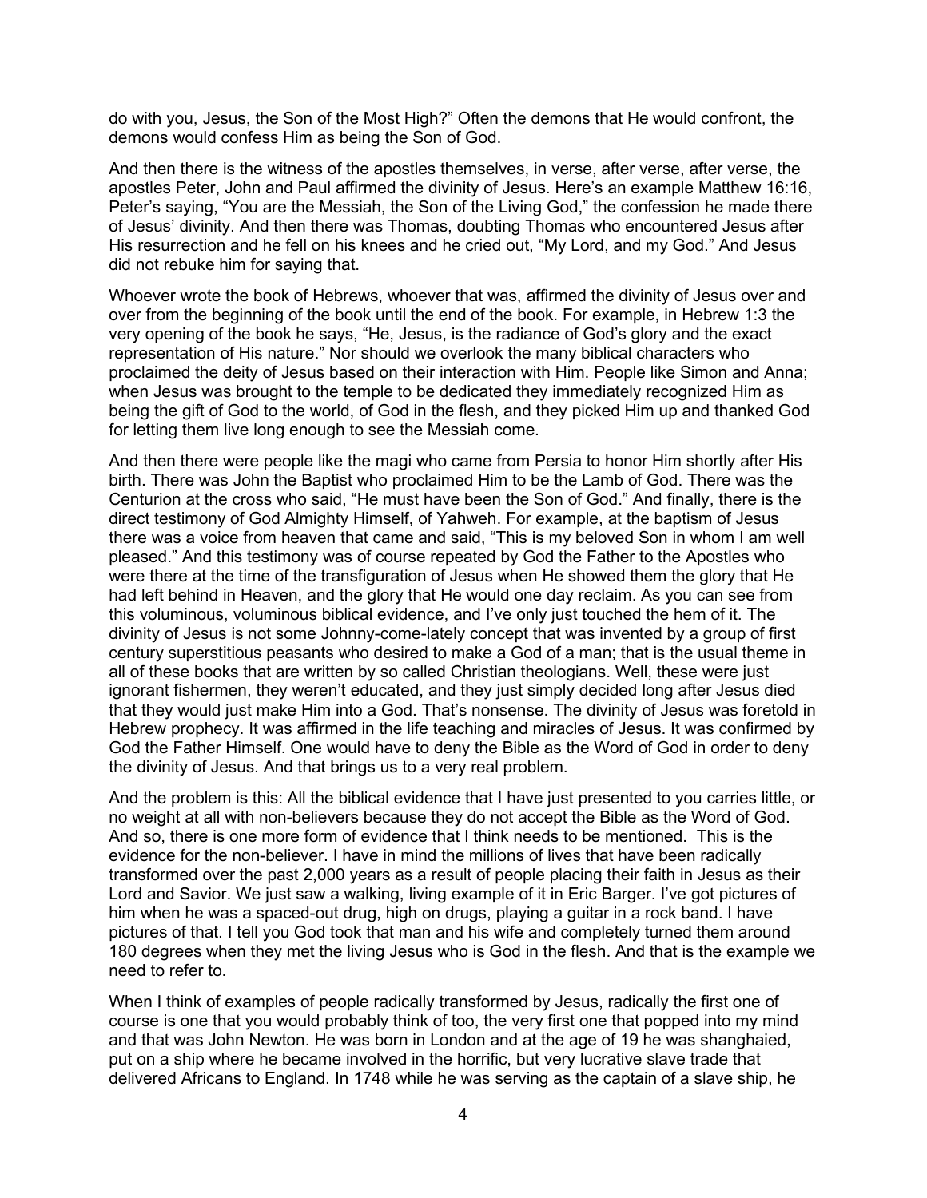do with you, Jesus, the Son of the Most High?" Often the demons that He would confront, the demons would confess Him as being the Son of God.

And then there is the witness of the apostles themselves, in verse, after verse, after verse, the apostles Peter, John and Paul affirmed the divinity of Jesus. Here's an example Matthew 16:16, Peter's saying, "You are the Messiah, the Son of the Living God," the confession he made there of Jesus' divinity. And then there was Thomas, doubting Thomas who encountered Jesus after His resurrection and he fell on his knees and he cried out, "My Lord, and my God." And Jesus did not rebuke him for saying that.

Whoever wrote the book of Hebrews, whoever that was, affirmed the divinity of Jesus over and over from the beginning of the book until the end of the book. For example, in Hebrew 1:3 the very opening of the book he says, "He, Jesus, is the radiance of God's glory and the exact representation of His nature." Nor should we overlook the many biblical characters who proclaimed the deity of Jesus based on their interaction with Him. People like Simon and Anna; when Jesus was brought to the temple to be dedicated they immediately recognized Him as being the gift of God to the world, of God in the flesh, and they picked Him up and thanked God for letting them live long enough to see the Messiah come.

And then there were people like the magi who came from Persia to honor Him shortly after His birth. There was John the Baptist who proclaimed Him to be the Lamb of God. There was the Centurion at the cross who said, "He must have been the Son of God." And finally, there is the direct testimony of God Almighty Himself, of Yahweh. For example, at the baptism of Jesus there was a voice from heaven that came and said, "This is my beloved Son in whom I am well pleased." And this testimony was of course repeated by God the Father to the Apostles who were there at the time of the transfiguration of Jesus when He showed them the glory that He had left behind in Heaven, and the glory that He would one day reclaim. As you can see from this voluminous, voluminous biblical evidence, and I've only just touched the hem of it. The divinity of Jesus is not some Johnny-come-lately concept that was invented by a group of first century superstitious peasants who desired to make a God of a man; that is the usual theme in all of these books that are written by so called Christian theologians. Well, these were just ignorant fishermen, they weren't educated, and they just simply decided long after Jesus died that they would just make Him into a God. That's nonsense. The divinity of Jesus was foretold in Hebrew prophecy. It was affirmed in the life teaching and miracles of Jesus. It was confirmed by God the Father Himself. One would have to deny the Bible as the Word of God in order to deny the divinity of Jesus. And that brings us to a very real problem.

And the problem is this: All the biblical evidence that I have just presented to you carries little, or no weight at all with non-believers because they do not accept the Bible as the Word of God. And so, there is one more form of evidence that I think needs to be mentioned. This is the evidence for the non-believer. I have in mind the millions of lives that have been radically transformed over the past 2,000 years as a result of people placing their faith in Jesus as their Lord and Savior. We just saw a walking, living example of it in Eric Barger. I've got pictures of him when he was a spaced-out drug, high on drugs, playing a guitar in a rock band. I have pictures of that. I tell you God took that man and his wife and completely turned them around 180 degrees when they met the living Jesus who is God in the flesh. And that is the example we need to refer to.

When I think of examples of people radically transformed by Jesus, radically the first one of course is one that you would probably think of too, the very first one that popped into my mind and that was John Newton. He was born in London and at the age of 19 he was shanghaied, put on a ship where he became involved in the horrific, but very lucrative slave trade that delivered Africans to England. In 1748 while he was serving as the captain of a slave ship, he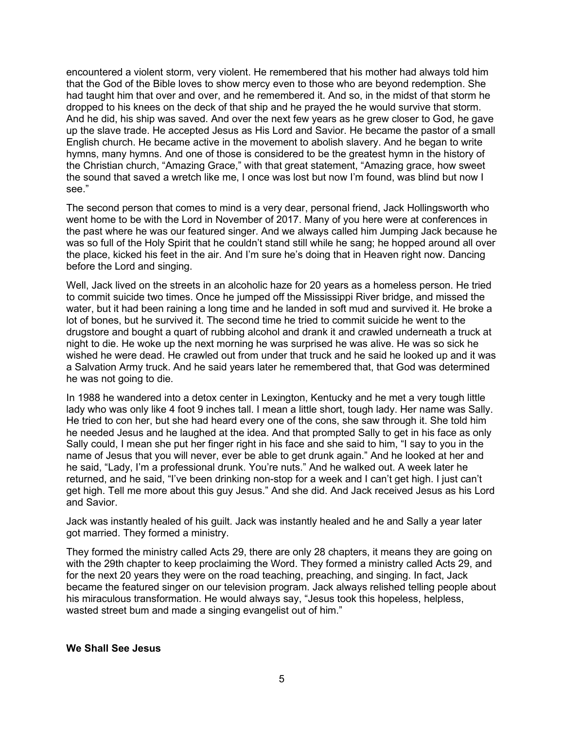encountered a violent storm, very violent. He remembered that his mother had always told him that the God of the Bible loves to show mercy even to those who are beyond redemption. She had taught him that over and over, and he remembered it. And so, in the midst of that storm he dropped to his knees on the deck of that ship and he prayed the he would survive that storm. And he did, his ship was saved. And over the next few years as he grew closer to God, he gave up the slave trade. He accepted Jesus as His Lord and Savior. He became the pastor of a small English church. He became active in the movement to abolish slavery. And he began to write hymns, many hymns. And one of those is considered to be the greatest hymn in the history of the Christian church, "Amazing Grace," with that great statement, "Amazing grace, how sweet the sound that saved a wretch like me, I once was lost but now I'm found, was blind but now I see."

The second person that comes to mind is a very dear, personal friend, Jack Hollingsworth who went home to be with the Lord in November of 2017. Many of you here were at conferences in the past where he was our featured singer. And we always called him Jumping Jack because he was so full of the Holy Spirit that he couldn't stand still while he sang; he hopped around all over the place, kicked his feet in the air. And I'm sure he's doing that in Heaven right now. Dancing before the Lord and singing.

Well, Jack lived on the streets in an alcoholic haze for 20 years as a homeless person. He tried to commit suicide two times. Once he jumped off the Mississippi River bridge, and missed the water, but it had been raining a long time and he landed in soft mud and survived it. He broke a lot of bones, but he survived it. The second time he tried to commit suicide he went to the drugstore and bought a quart of rubbing alcohol and drank it and crawled underneath a truck at night to die. He woke up the next morning he was surprised he was alive. He was so sick he wished he were dead. He crawled out from under that truck and he said he looked up and it was a Salvation Army truck. And he said years later he remembered that, that God was determined he was not going to die.

In 1988 he wandered into a detox center in Lexington, Kentucky and he met a very tough little lady who was only like 4 foot 9 inches tall. I mean a little short, tough lady. Her name was Sally. He tried to con her, but she had heard every one of the cons, she saw through it. She told him he needed Jesus and he laughed at the idea. And that prompted Sally to get in his face as only Sally could, I mean she put her finger right in his face and she said to him, "I say to you in the name of Jesus that you will never, ever be able to get drunk again." And he looked at her and he said, "Lady, I'm a professional drunk. You're nuts." And he walked out. A week later he returned, and he said, "I've been drinking non-stop for a week and I can't get high. I just can't get high. Tell me more about this guy Jesus." And she did. And Jack received Jesus as his Lord and Savior.

Jack was instantly healed of his guilt. Jack was instantly healed and he and Sally a year later got married. They formed a ministry.

They formed the ministry called Acts 29, there are only 28 chapters, it means they are going on with the 29th chapter to keep proclaiming the Word. They formed a ministry called Acts 29, and for the next 20 years they were on the road teaching, preaching, and singing. In fact, Jack became the featured singer on our television program. Jack always relished telling people about his miraculous transformation. He would always say, "Jesus took this hopeless, helpless, wasted street bum and made a singing evangelist out of him."

**We Shall See Jesus**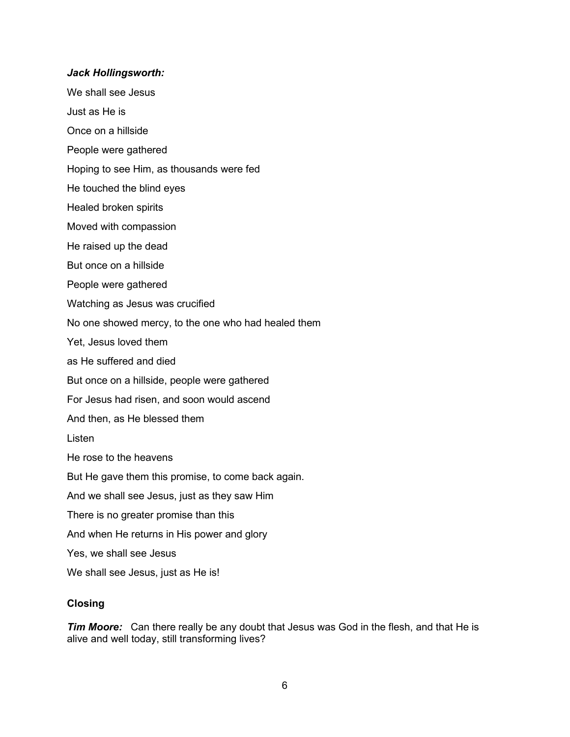***Jack Hollingsworth:***

We shall see Jesus

Just as He is

Once on a hillside

People were gathered

Hoping to see Him, as thousands were fed

He touched the blind eyes

Healed broken spirits

Moved with compassion

He raised up the dead

But once on a hillside

People were gathered

Watching as Jesus was crucified

No one showed mercy, to the one who had healed them

Yet, Jesus loved them

as He suffered and died

But once on a hillside, people were gathered

For Jesus had risen, and soon would ascend

And then, as He blessed them

Listen

He rose to the heavens

But He gave them this promise, to come back again.

And we shall see Jesus, just as they saw Him

There is no greater promise than this

And when He returns in His power and glory

Yes, we shall see Jesus

We shall see Jesus, just as He is!

**Closing**

***Tim Moore:*** Can there really be any doubt that Jesus was God in the flesh, and that He is alive and well today, still transforming lives?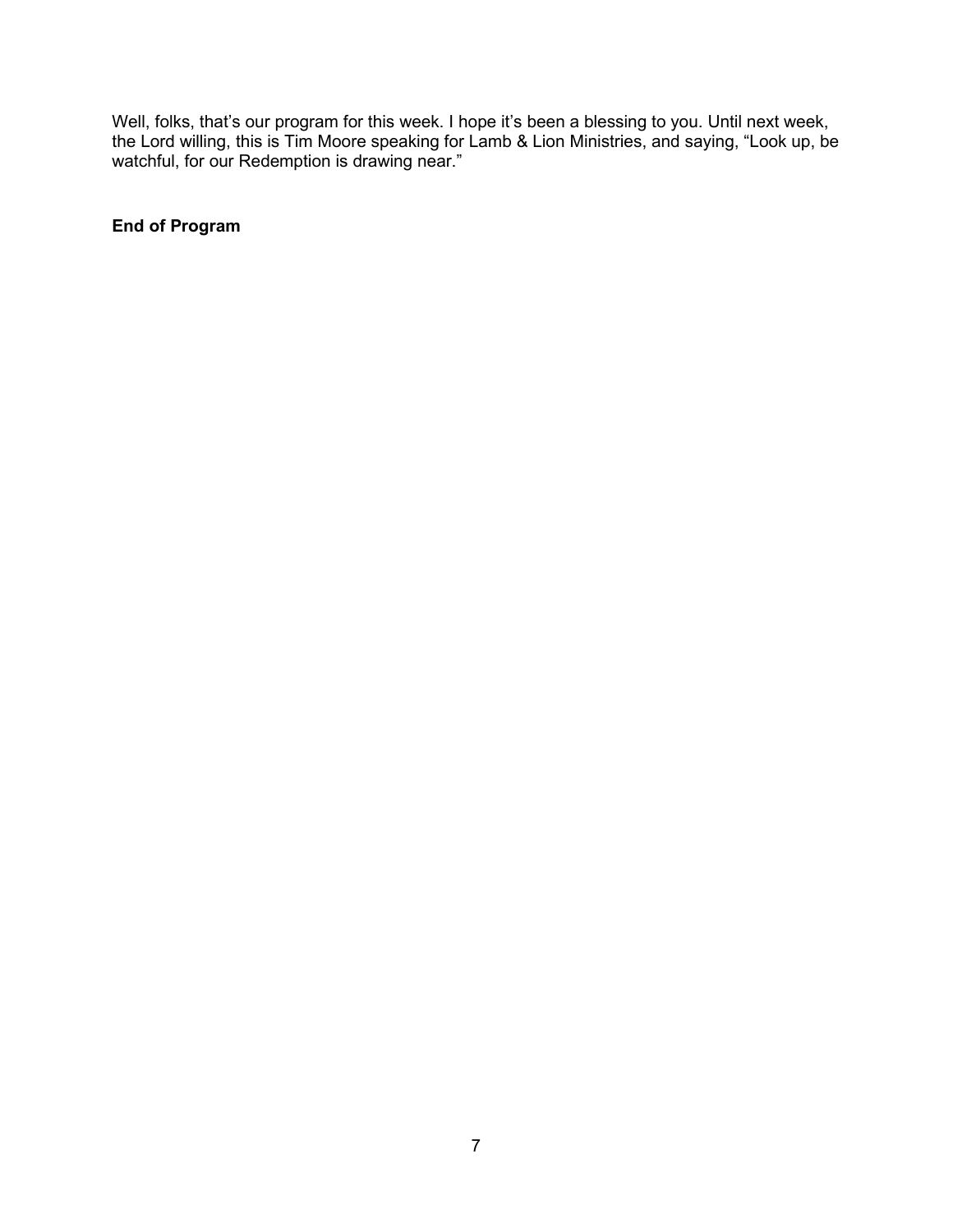Well, folks, that's our program for this week. I hope it's been a blessing to you. Until next week, the Lord willing, this is Tim Moore speaking for Lamb & Lion Ministries, and saying, "Look up, be watchful, for our Redemption is drawing near."

**End of Program**